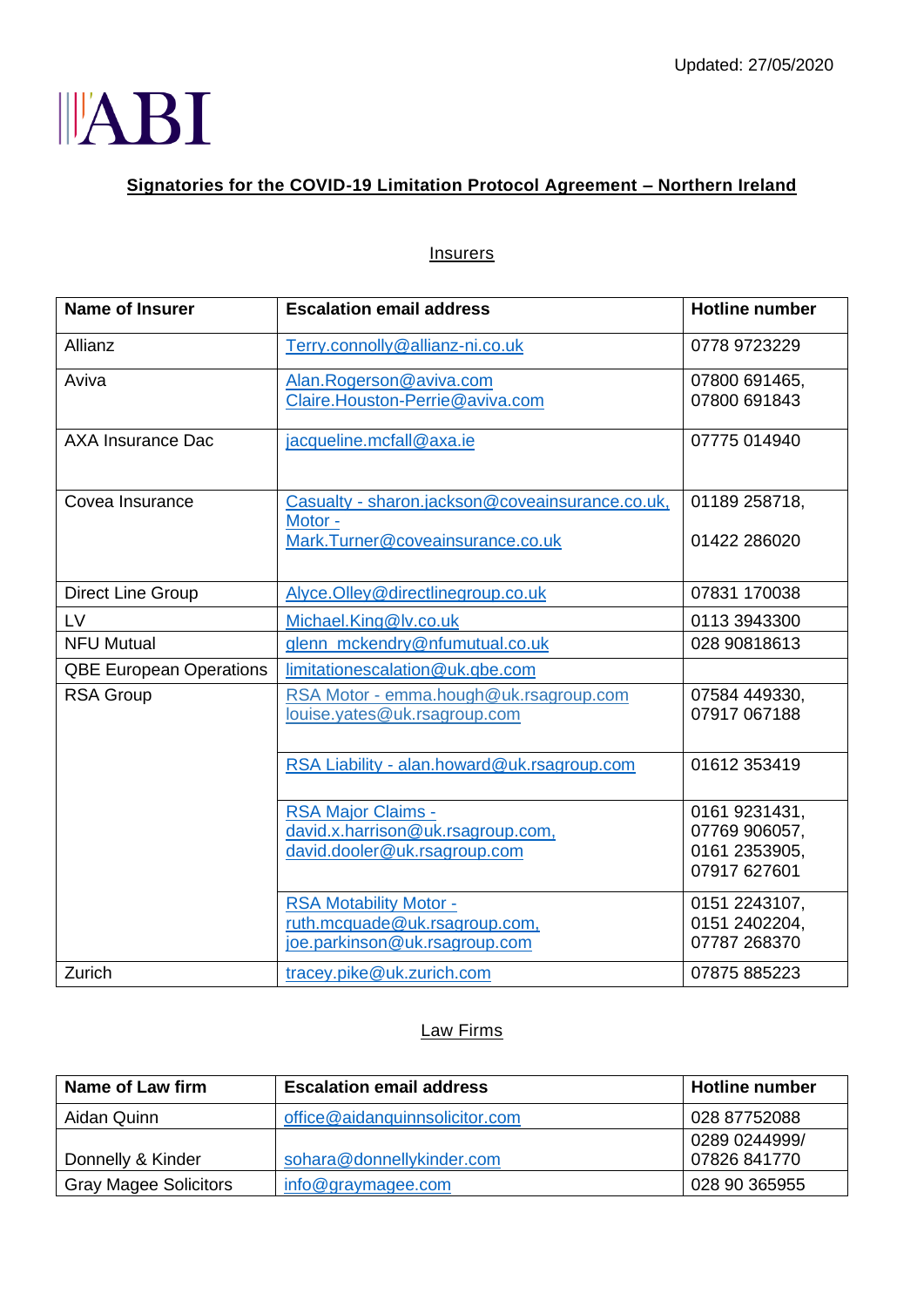Updated: 27/05/2020

ABI

## Signatories for the COVID-19 Limitation Protocol Agreement – Northern Ireland

### Insurers

| Name of Insurer | Escalation email address | Hotline number |
|---|---|---|
| Allianz | Terry.connolly@allianz-ni.co.uk | 0778 9723229 |
| Aviva | Alan.Rogerson@aviva.com<br>Claire.Houston-Perrie@aviva.com | 07800 691465,<br>07800 691843 |
| AXA Insurance Dac | jacqueline.mcfall@axa.ie | 07775 014940 |
| Covea Insurance | Casualty - sharon.jackson@coveainsurance.co.uk,<br>Motor - Mark.Turner@coveainsurance.co.uk | 01189 258718,<br>01422 286020 |
| Direct Line Group | Alyce.Olley@directlinegroup.co.uk | 07831 170038 |
| LV | Michael.King@lv.co.uk | 0113 3943300 |
| NFU Mutual | glenn_mckendry@nfumutual.co.uk | 028 90818613 |
| QBE European Operations | limitationescalation@uk.qbe.com | |
| RSA Group | RSA Motor - emma.hough@uk.rsagroup.com<br>louise.yates@uk.rsagroup.com | 07584 449330,<br>07917 067188 |
| | RSA Liability - alan.howard@uk.rsagroup.com | 01612 353419 |
| | RSA Major Claims - david.x.harrison@uk.rsagroup.com,<br>david.dooler@uk.rsagroup.com | 0161 9231431,<br>07769 906057,<br>0161 2353905,<br>07917 627601 |
| | RSA Motability Motor - ruth.mcquade@uk.rsagroup.com,<br>joe.parkinson@uk.rsagroup.com | 0151 2243107,<br>0151 2402204,<br>07787 268370 |
| Zurich | tracey.pike@uk.zurich.com | 07875 885223 |

### Law Firms

| Name of Law firm | Escalation email address | Hotline number |
|---|---|---|
| Aidan Quinn | office@aidanquinnsolicitor.com | 028 87752088 |
| Donnelly & Kinder | sohara@donnellykinder.com | 0289 0244999/<br>07826 841770 |
| Gray Magee Solicitors | info@graymagee.com | 028 90 365955 |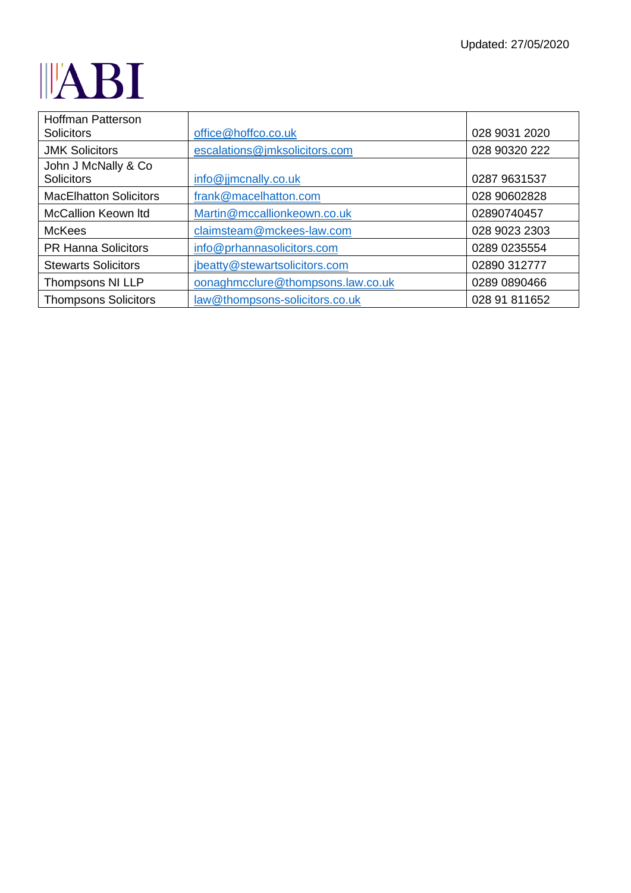Updated: 27/05/2020

ABI

| | | |
|---|---|---|
| Hoffman Patterson Solicitors | office@hoffco.co.uk | 028 9031 2020 |
| JMK Solicitors | escalations@jmksolicitors.com | 028 90320 222 |
| John J McNally & Co Solicitors | info@jjmcnally.co.uk | 0287 9631537 |
| MacElhatton Solicitors | frank@macelhatton.com | 028 90602828 |
| McCallion Keown ltd | Martin@mccallionkeown.co.uk | 02890740457 |
| McKees | claimsteam@mckees-law.com | 028 9023 2303 |
| PR Hanna Solicitors | info@prhannasolicitors.com | 0289 0235554 |
| Stewarts Solicitors | jbeatty@stewartsolicitors.com | 02890 312777 |
| Thompsons NI LLP | oonaghmcclure@thompsons.law.co.uk | 0289 0890466 |
| Thompsons Solicitors | law@thompsons-solicitors.co.uk | 028 91 811652 |